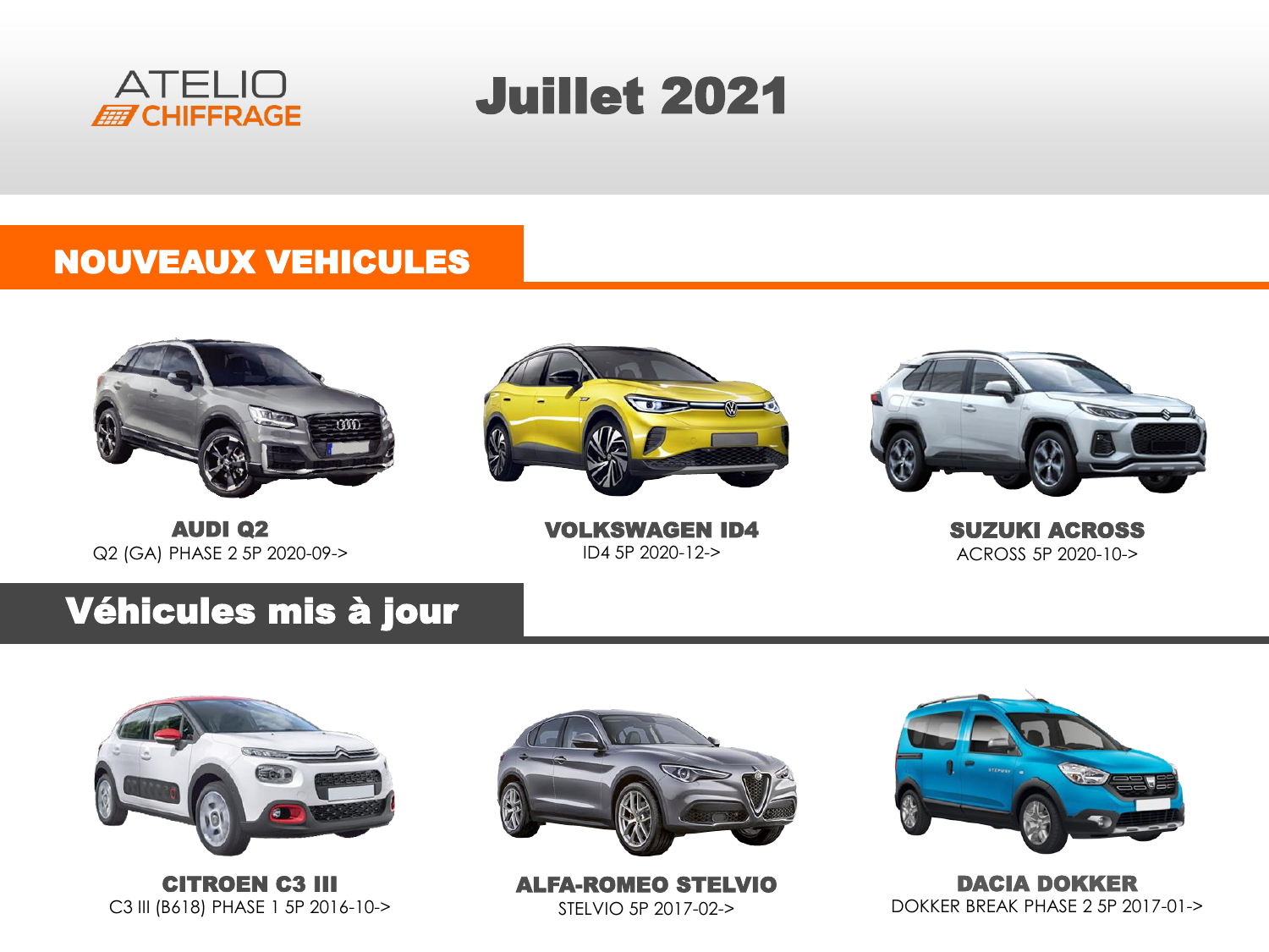ATELIO CHIFFRAGE

# Juillet 2021

## NOUVEAUX VEHICULES

**AUDI Q2**
Q2 (GA) PHASE 2 5P 2020-09->

**VOLKSWAGEN ID4**
ID4 5P 2020-12->

**SUZUKI ACROSS**
ACROSS 5P 2020-10->

## Véhicules mis à jour

**CITROEN C3 III**
C3 III (B618) PHASE 1 5P 2016-10->

**ALFA-ROMEO STELVIO**
STELVIO 5P 2017-02->

**DACIA DOKKER**
DOKKER BREAK PHASE 2 5P 2017-01->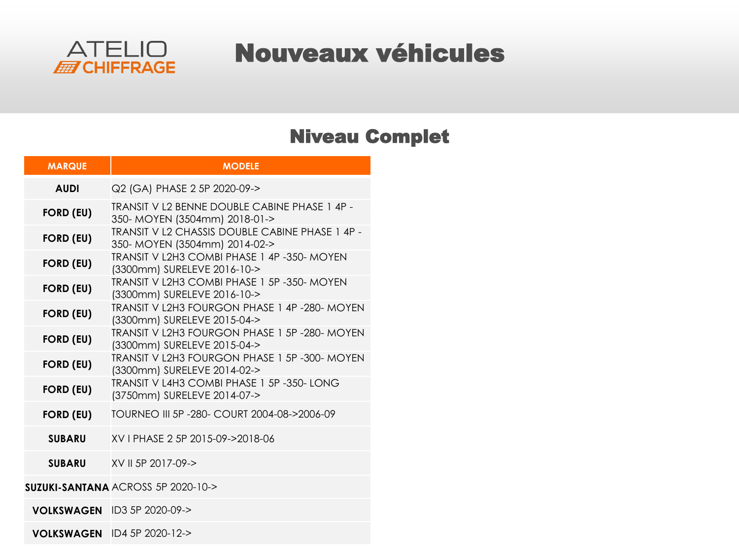# Nouveaux véhicules

## Niveau Complet

| MARQUE | MODELE |
|---|---|
| **AUDI** | Q2 (GA) PHASE 2 5P 2020-09-> |
| **FORD (EU)** | TRANSIT V L2 BENNE DOUBLE CABINE PHASE 1 4P -350- MOYEN (3504mm) 2018-01-> |
| **FORD (EU)** | TRANSIT V L2 CHASSIS DOUBLE CABINE PHASE 1 4P -350- MOYEN (3504mm) 2014-02-> |
| **FORD (EU)** | TRANSIT V L2H3 COMBI PHASE 1 4P -350- MOYEN (3300mm) SURELEVE 2016-10-> |
| **FORD (EU)** | TRANSIT V L2H3 COMBI PHASE 1 5P -350- MOYEN (3300mm) SURELEVE 2016-10-> |
| **FORD (EU)** | TRANSIT V L2H3 FOURGON PHASE 1 4P -280- MOYEN (3300mm) SURELEVE 2015-04-> |
| **FORD (EU)** | TRANSIT V L2H3 FOURGON PHASE 1 5P -280- MOYEN (3300mm) SURELEVE 2015-04-> |
| **FORD (EU)** | TRANSIT V L2H3 FOURGON PHASE 1 5P -300- MOYEN (3300mm) SURELEVE 2014-02-> |
| **FORD (EU)** | TRANSIT V L4H3 COMBI PHASE 1 5P -350- LONG (3750mm) SURELEVE 2014-07-> |
| **FORD (EU)** | TOURNEO III 5P -280- COURT 2004-08->2006-09 |
| **SUBARU** | XV I PHASE 2 5P 2015-09->2018-06 |
| **SUBARU** | XV II 5P 2017-09-> |
| **SUZUKI-SANTANA** | ACROSS 5P 2020-10-> |
| **VOLKSWAGEN** | ID3 5P 2020-09-> |
| **VOLKSWAGEN** | ID4 5P 2020-12-> |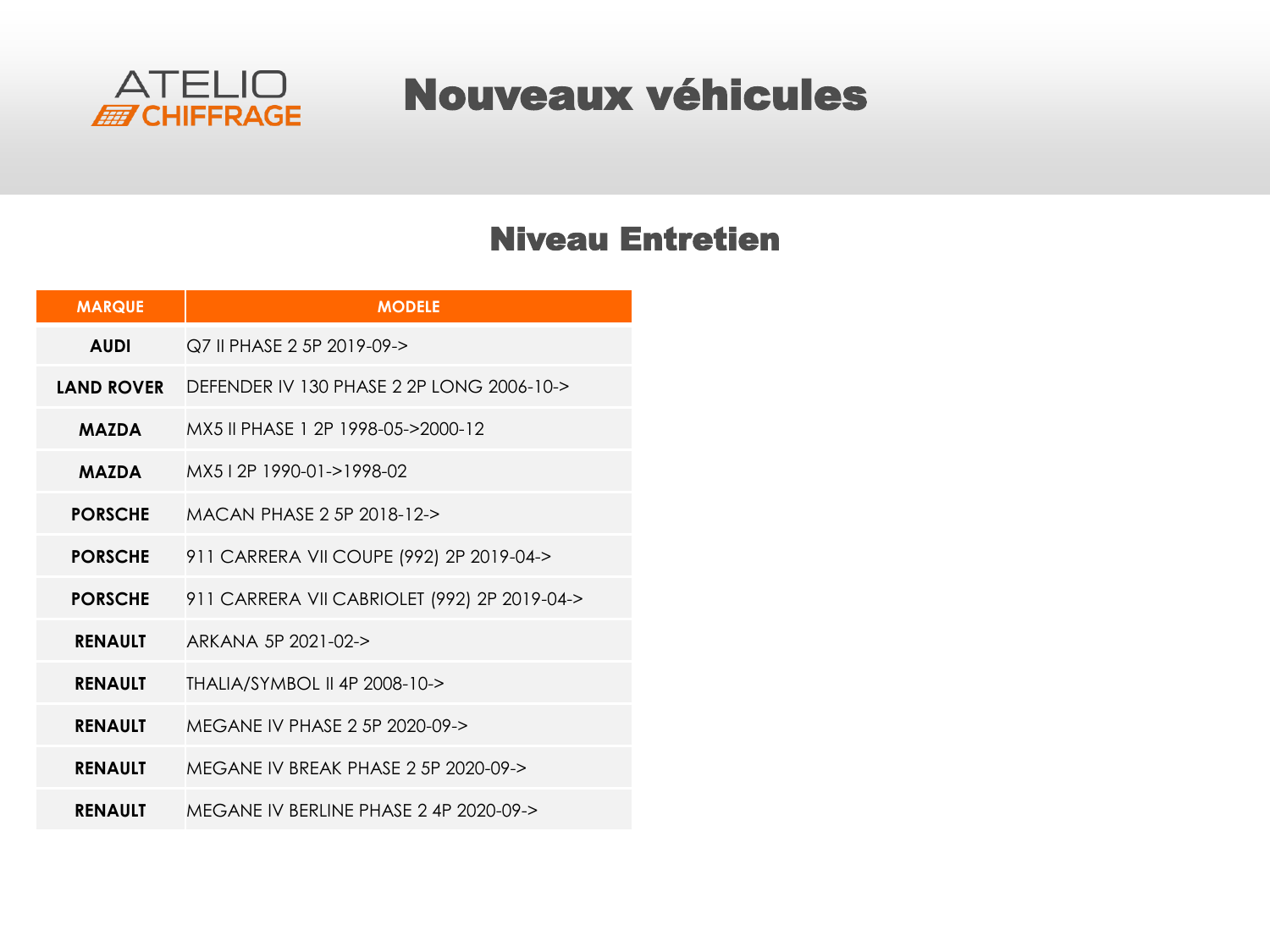ATELIO CHIFFRAGE

# Nouveaux véhicules

## Niveau Entretien

| MARQUE | MODELE |
|---|---|
| **AUDI** | Q7 II PHASE 2 5P 2019-09-> |
| **LAND ROVER** | DEFENDER IV 130 PHASE 2 2P LONG 2006-10-> |
| **MAZDA** | MX5 II PHASE 1 2P 1998-05->2000-12 |
| **MAZDA** | MX5 I 2P 1990-01->1998-02 |
| **PORSCHE** | MACAN PHASE 2 5P 2018-12-> |
| **PORSCHE** | 911 CARRERA VII COUPE (992) 2P 2019-04-> |
| **PORSCHE** | 911 CARRERA VII CABRIOLET (992) 2P 2019-04-> |
| **RENAULT** | ARKANA 5P 2021-02-> |
| **RENAULT** | THALIA/SYMBOL II 4P 2008-10-> |
| **RENAULT** | MEGANE IV PHASE 2 5P 2020-09-> |
| **RENAULT** | MEGANE IV BREAK PHASE 2 5P 2020-09-> |
| **RENAULT** | MEGANE IV BERLINE PHASE 2 4P 2020-09-> |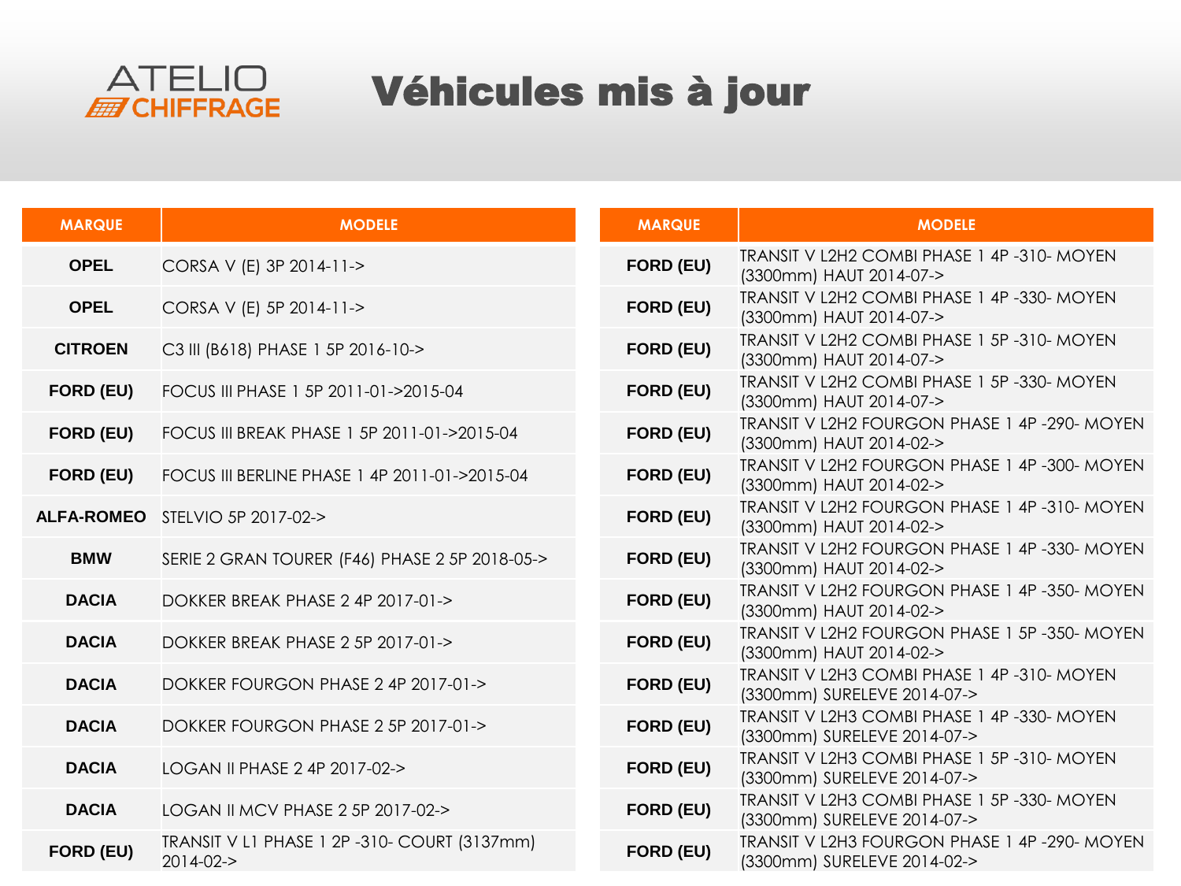ATELIO CHIFFRAGE

# Véhicules mis à jour

| MARQUE | MODELE |
|---|---|
| OPEL | CORSA V (E) 3P 2014-11-> |
| OPEL | CORSA V (E) 5P 2014-11-> |
| CITROEN | C3 III (B618) PHASE 1 5P 2016-10-> |
| FORD (EU) | FOCUS III PHASE 1 5P 2011-01->2015-04 |
| FORD (EU) | FOCUS III BREAK PHASE 1 5P 2011-01->2015-04 |
| FORD (EU) | FOCUS III BERLINE PHASE 1 4P 2011-01->2015-04 |
| ALFA-ROMEO | STELVIO 5P 2017-02-> |
| BMW | SERIE 2 GRAN TOURER (F46) PHASE 2 5P 2018-05-> |
| DACIA | DOKKER BREAK PHASE 2 4P 2017-01-> |
| DACIA | DOKKER BREAK PHASE 2 5P 2017-01-> |
| DACIA | DOKKER FOURGON PHASE 2 4P 2017-01-> |
| DACIA | DOKKER FOURGON PHASE 2 5P 2017-01-> |
| DACIA | LOGAN II PHASE 2 4P 2017-02-> |
| DACIA | LOGAN II MCV PHASE 2 5P 2017-02-> |
| FORD (EU) | TRANSIT V L1 PHASE 1 2P -310- COURT (3137mm) 2014-02-> |

| MARQUE | MODELE |
|---|---|
| FORD (EU) | TRANSIT V L2H2 COMBI PHASE 1 4P -310- MOYEN (3300mm) HAUT 2014-07-> |
| FORD (EU) | TRANSIT V L2H2 COMBI PHASE 1 4P -330- MOYEN (3300mm) HAUT 2014-07-> |
| FORD (EU) | TRANSIT V L2H2 COMBI PHASE 1 5P -310- MOYEN (3300mm) HAUT 2014-07-> |
| FORD (EU) | TRANSIT V L2H2 COMBI PHASE 1 5P -330- MOYEN (3300mm) HAUT 2014-07-> |
| FORD (EU) | TRANSIT V L2H2 FOURGON PHASE 1 4P -290- MOYEN (3300mm) HAUT 2014-02-> |
| FORD (EU) | TRANSIT V L2H2 FOURGON PHASE 1 4P -300- MOYEN (3300mm) HAUT 2014-02-> |
| FORD (EU) | TRANSIT V L2H2 FOURGON PHASE 1 4P -310- MOYEN (3300mm) HAUT 2014-02-> |
| FORD (EU) | TRANSIT V L2H2 FOURGON PHASE 1 4P -330- MOYEN (3300mm) HAUT 2014-02-> |
| FORD (EU) | TRANSIT V L2H2 FOURGON PHASE 1 4P -350- MOYEN (3300mm) HAUT 2014-02-> |
| FORD (EU) | TRANSIT V L2H2 FOURGON PHASE 1 5P -350- MOYEN (3300mm) HAUT 2014-02-> |
| FORD (EU) | TRANSIT V L2H3 COMBI PHASE 1 4P -310- MOYEN (3300mm) SURELEVE 2014-07-> |
| FORD (EU) | TRANSIT V L2H3 COMBI PHASE 1 4P -330- MOYEN (3300mm) SURELEVE 2014-07-> |
| FORD (EU) | TRANSIT V L2H3 COMBI PHASE 1 5P -310- MOYEN (3300mm) SURELEVE 2014-07-> |
| FORD (EU) | TRANSIT V L2H3 COMBI PHASE 1 5P -330- MOYEN (3300mm) SURELEVE 2014-07-> |
| FORD (EU) | TRANSIT V L2H3 FOURGON PHASE 1 4P -290- MOYEN (3300mm) SURELEVE 2014-02-> |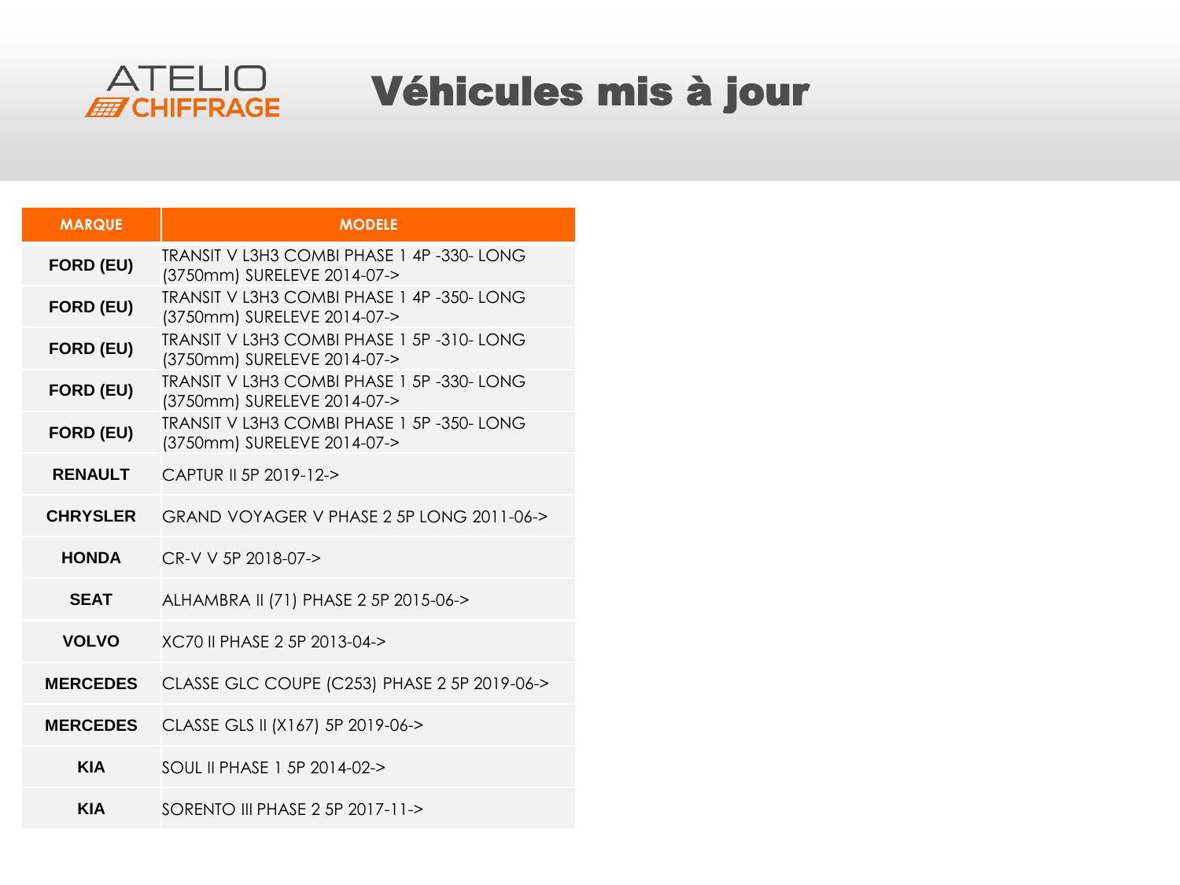ATELIO CHIFFRAGE

# Véhicules mis à jour

| MARQUE | MODELE |
|---|---|
| FORD (EU) | TRANSIT V L3H3 COMBI PHASE 1 4P -330- LONG (3750mm) SURELEVE 2014-07-> |
| FORD (EU) | TRANSIT V L3H3 COMBI PHASE 1 4P -350- LONG (3750mm) SURELEVE 2014-07-> |
| FORD (EU) | TRANSIT V L3H3 COMBI PHASE 1 5P -310- LONG (3750mm) SURELEVE 2014-07-> |
| FORD (EU) | TRANSIT V L3H3 COMBI PHASE 1 5P -330- LONG (3750mm) SURELEVE 2014-07-> |
| FORD (EU) | TRANSIT V L3H3 COMBI PHASE 1 5P -350- LONG (3750mm) SURELEVE 2014-07-> |
| RENAULT | CAPTUR II 5P 2019-12-> |
| CHRYSLER | GRAND VOYAGER V PHASE 2 5P LONG 2011-06-> |
| HONDA | CR-V V 5P 2018-07-> |
| SEAT | ALHAMBRA II (71) PHASE 2 5P 2015-06-> |
| VOLVO | XC70 II PHASE 2 5P 2013-04-> |
| MERCEDES | CLASSE GLC COUPE (C253) PHASE 2 5P 2019-06-> |
| MERCEDES | CLASSE GLS II (X167) 5P 2019-06-> |
| KIA | SOUL II PHASE 1 5P 2014-02-> |
| KIA | SORENTO III PHASE 2 5P 2017-11-> |